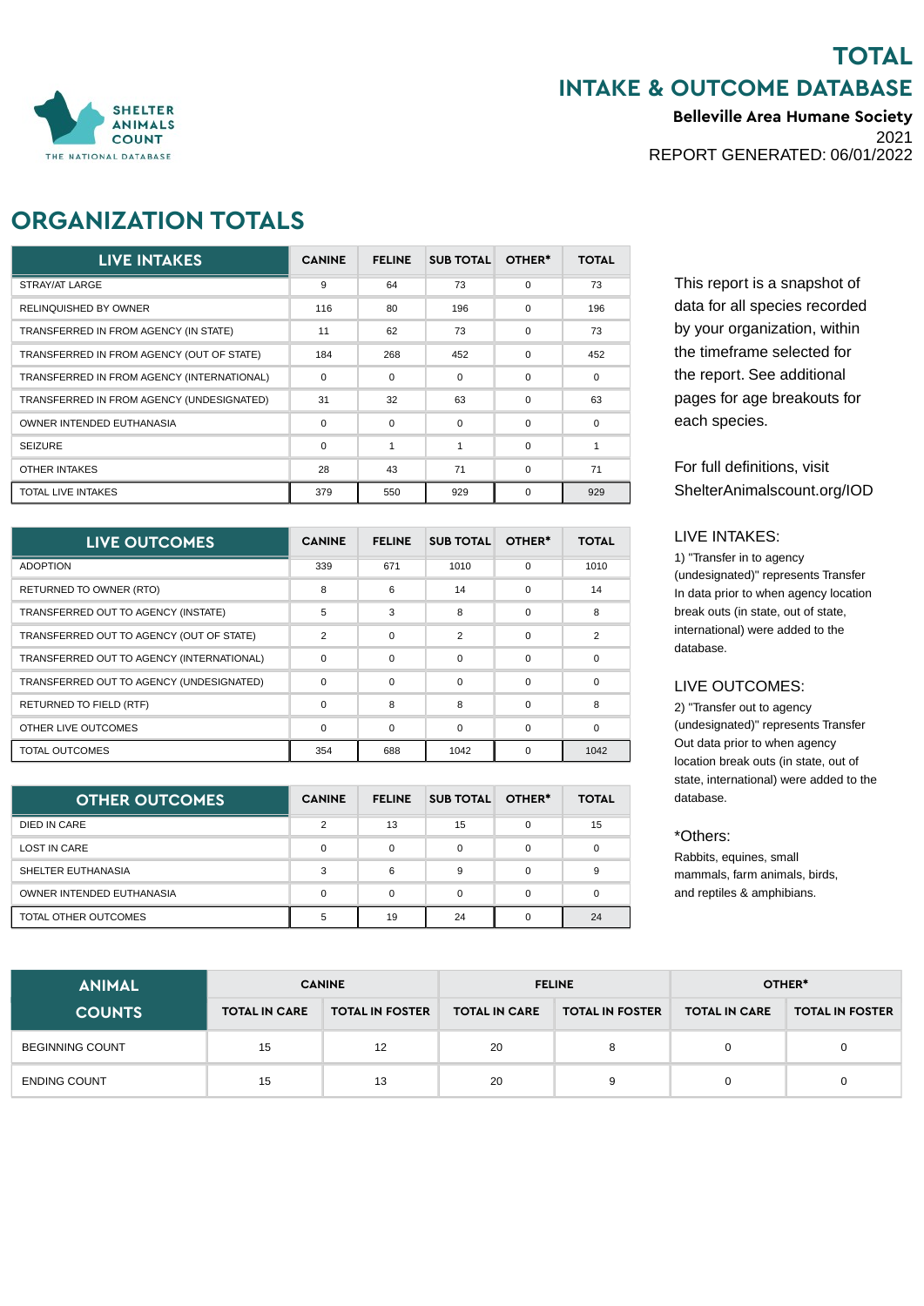SHELTER ANIMALS COUNT
THE NATIONAL DATABASE

# TOTAL INTAKE & OUTCOME DATABASE

**Belleville Area Humane Society**

2021

REPORT GENERATED: 06/01/2022

## ORGANIZATION TOTALS

| LIVE INTAKES | CANINE | FELINE | SUB TOTAL | OTHER* | TOTAL |
|---|---|---|---|---|---|
| STRAY/AT LARGE | 9 | 64 | 73 | 0 | 73 |
| RELINQUISHED BY OWNER | 116 | 80 | 196 | 0 | 196 |
| TRANSFERRED IN FROM AGENCY (IN STATE) | 11 | 62 | 73 | 0 | 73 |
| TRANSFERRED IN FROM AGENCY (OUT OF STATE) | 184 | 268 | 452 | 0 | 452 |
| TRANSFERRED IN FROM AGENCY (INTERNATIONAL) | 0 | 0 | 0 | 0 | 0 |
| TRANSFERRED IN FROM AGENCY (UNDESIGNATED) | 31 | 32 | 63 | 0 | 63 |
| OWNER INTENDED EUTHANASIA | 0 | 0 | 0 | 0 | 0 |
| SEIZURE | 0 | 1 | 1 | 0 | 1 |
| OTHER INTAKES | 28 | 43 | 71 | 0 | 71 |
| TOTAL LIVE INTAKES | 379 | 550 | 929 | 0 | 929 |

| LIVE OUTCOMES | CANINE | FELINE | SUB TOTAL | OTHER* | TOTAL |
|---|---|---|---|---|---|
| ADOPTION | 339 | 671 | 1010 | 0 | 1010 |
| RETURNED TO OWNER (RTO) | 8 | 6 | 14 | 0 | 14 |
| TRANSFERRED OUT TO AGENCY (INSTATE) | 5 | 3 | 8 | 0 | 8 |
| TRANSFERRED OUT TO AGENCY (OUT OF STATE) | 2 | 0 | 2 | 0 | 2 |
| TRANSFERRED OUT TO AGENCY (INTERNATIONAL) | 0 | 0 | 0 | 0 | 0 |
| TRANSFERRED OUT TO AGENCY (UNDESIGNATED) | 0 | 0 | 0 | 0 | 0 |
| RETURNED TO FIELD (RTF) | 0 | 8 | 8 | 0 | 8 |
| OTHER LIVE OUTCOMES | 0 | 0 | 0 | 0 | 0 |
| TOTAL OUTCOMES | 354 | 688 | 1042 | 0 | 1042 |

| OTHER OUTCOMES | CANINE | FELINE | SUB TOTAL | OTHER* | TOTAL |
|---|---|---|---|---|---|
| DIED IN CARE | 2 | 13 | 15 | 0 | 15 |
| LOST IN CARE | 0 | 0 | 0 | 0 | 0 |
| SHELTER EUTHANASIA | 3 | 6 | 9 | 0 | 9 |
| OWNER INTENDED EUTHANASIA | 0 | 0 | 0 | 0 | 0 |
| TOTAL OTHER OUTCOMES | 5 | 19 | 24 | 0 | 24 |

This report is a snapshot of data for all species recorded by your organization, within the timeframe selected for the report. See additional pages for age breakouts for each species.

For full definitions, visit ShelterAnimalscount.org/IOD

LIVE INTAKES:

1) "Transfer in to agency (undesignated)" represents Transfer In data prior to when agency location break outs (in state, out of state, international) were added to the database.

LIVE OUTCOMES:

2) "Transfer out to agency (undesignated)" represents Transfer Out data prior to when agency location break outs (in state, out of state, international) were added to the database.

*Others:

Rabbits, equines, small mammals, farm animals, birds, and reptiles & amphibians.

| ANIMAL COUNTS | CANINE | | FELINE | | OTHER* | |
|---|---|---|---|---|---|---|
| | TOTAL IN CARE | TOTAL IN FOSTER | TOTAL IN CARE | TOTAL IN FOSTER | TOTAL IN CARE | TOTAL IN FOSTER |
| BEGINNING COUNT | 15 | 12 | 20 | 8 | 0 | 0 |
| ENDING COUNT | 15 | 13 | 20 | 9 | 0 | 0 |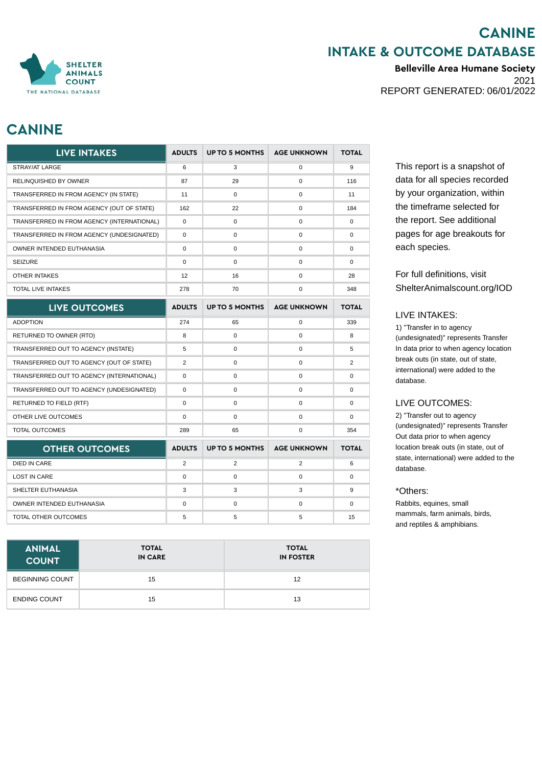SHELTER ANIMALS COUNT
THE NATIONAL DATABASE

# CANINE
## INTAKE & OUTCOME DATABASE

**Belleville Area Humane Society**
2021
REPORT GENERATED: 06/01/2022

## CANINE

| LIVE INTAKES | ADULTS | UP TO 5 MONTHS | AGE UNKNOWN | TOTAL |
|---|---|---|---|---|
| STRAY/AT LARGE | 6 | 3 | 0 | 9 |
| RELINQUISHED BY OWNER | 87 | 29 | 0 | 116 |
| TRANSFERRED IN FROM AGENCY (IN STATE) | 11 | 0 | 0 | 11 |
| TRANSFERRED IN FROM AGENCY (OUT OF STATE) | 162 | 22 | 0 | 184 |
| TRANSFERRED IN FROM AGENCY (INTERNATIONAL) | 0 | 0 | 0 | 0 |
| TRANSFERRED IN FROM AGENCY (UNDESIGNATED) | 0 | 0 | 0 | 0 |
| OWNER INTENDED EUTHANASIA | 0 | 0 | 0 | 0 |
| SEIZURE | 0 | 0 | 0 | 0 |
| OTHER INTAKES | 12 | 16 | 0 | 28 |
| TOTAL LIVE INTAKES | 278 | 70 | 0 | 348 |

| LIVE OUTCOMES | ADULTS | UP TO 5 MONTHS | AGE UNKNOWN | TOTAL |
|---|---|---|---|---|
| ADOPTION | 274 | 65 | 0 | 339 |
| RETURNED TO OWNER (RTO) | 8 | 0 | 0 | 8 |
| TRANSFERRED OUT TO AGENCY (INSTATE) | 5 | 0 | 0 | 5 |
| TRANSFERRED OUT TO AGENCY (OUT OF STATE) | 2 | 0 | 0 | 2 |
| TRANSFERRED OUT TO AGENCY (INTERNATIONAL) | 0 | 0 | 0 | 0 |
| TRANSFERRED OUT TO AGENCY (UNDESIGNATED) | 0 | 0 | 0 | 0 |
| RETURNED TO FIELD (RTF) | 0 | 0 | 0 | 0 |
| OTHER LIVE OUTCOMES | 0 | 0 | 0 | 0 |
| TOTAL OUTCOMES | 289 | 65 | 0 | 354 |

| OTHER OUTCOMES | ADULTS | UP TO 5 MONTHS | AGE UNKNOWN | TOTAL |
|---|---|---|---|---|
| DIED IN CARE | 2 | 2 | 2 | 6 |
| LOST IN CARE | 0 | 0 | 0 | 0 |
| SHELTER EUTHANASIA | 3 | 3 | 3 | 9 |
| OWNER INTENDED EUTHANASIA | 0 | 0 | 0 | 0 |
| TOTAL OTHER OUTCOMES | 5 | 5 | 5 | 15 |

| ANIMAL COUNT | TOTAL IN CARE | TOTAL IN FOSTER |
|---|---|---|
| BEGINNING COUNT | 15 | 12 |
| ENDING COUNT | 15 | 13 |

This report is a snapshot of data for all species recorded by your organization, within the timeframe selected for the report. See additional pages for age breakouts for each species.

For full definitions, visit ShelterAnimalscount.org/IOD

LIVE INTAKES:

1) "Transfer in to agency (undesignated)" represents Transfer In data prior to when agency location break outs (in state, out of state, international) were added to the database.

LIVE OUTCOMES:

2) "Transfer out to agency (undesignated)" represents Transfer Out data prior to when agency location break outs (in state, out of state, international) were added to the database.

*Others:

Rabbits, equines, small mammals, farm animals, birds, and reptiles & amphibians.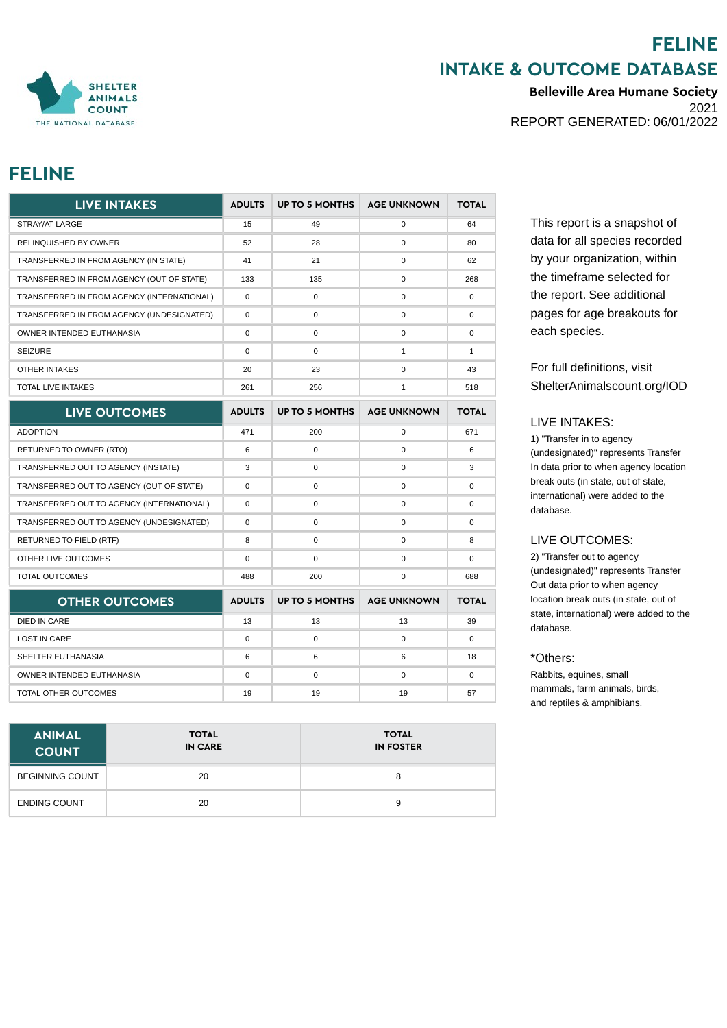# FELINE
## INTAKE & OUTCOME DATABASE

**Belleville Area Humane Society**

2021

REPORT GENERATED: 06/01/2022

SHELTER ANIMALS COUNT
THE NATIONAL DATABASE

## FELINE

| LIVE INTAKES | ADULTS | UP TO 5 MONTHS | AGE UNKNOWN | TOTAL |
|---|---|---|---|---|
| STRAY/AT LARGE | 15 | 49 | 0 | 64 |
| RELINQUISHED BY OWNER | 52 | 28 | 0 | 80 |
| TRANSFERRED IN FROM AGENCY (IN STATE) | 41 | 21 | 0 | 62 |
| TRANSFERRED IN FROM AGENCY (OUT OF STATE) | 133 | 135 | 0 | 268 |
| TRANSFERRED IN FROM AGENCY (INTERNATIONAL) | 0 | 0 | 0 | 0 |
| TRANSFERRED IN FROM AGENCY (UNDESIGNATED) | 0 | 0 | 0 | 0 |
| OWNER INTENDED EUTHANASIA | 0 | 0 | 0 | 0 |
| SEIZURE | 0 | 0 | 1 | 1 |
| OTHER INTAKES | 20 | 23 | 0 | 43 |
| TOTAL LIVE INTAKES | 261 | 256 | 1 | 518 |

| LIVE OUTCOMES | ADULTS | UP TO 5 MONTHS | AGE UNKNOWN | TOTAL |
|---|---|---|---|---|
| ADOPTION | 471 | 200 | 0 | 671 |
| RETURNED TO OWNER (RTO) | 6 | 0 | 0 | 6 |
| TRANSFERRED OUT TO AGENCY (INSTATE) | 3 | 0 | 0 | 3 |
| TRANSFERRED OUT TO AGENCY (OUT OF STATE) | 0 | 0 | 0 | 0 |
| TRANSFERRED OUT TO AGENCY (INTERNATIONAL) | 0 | 0 | 0 | 0 |
| TRANSFERRED OUT TO AGENCY (UNDESIGNATED) | 0 | 0 | 0 | 0 |
| RETURNED TO FIELD (RTF) | 8 | 0 | 0 | 8 |
| OTHER LIVE OUTCOMES | 0 | 0 | 0 | 0 |
| TOTAL OUTCOMES | 488 | 200 | 0 | 688 |

| OTHER OUTCOMES | ADULTS | UP TO 5 MONTHS | AGE UNKNOWN | TOTAL |
|---|---|---|---|---|
| DIED IN CARE | 13 | 13 | 13 | 39 |
| LOST IN CARE | 0 | 0 | 0 | 0 |
| SHELTER EUTHANASIA | 6 | 6 | 6 | 18 |
| OWNER INTENDED EUTHANASIA | 0 | 0 | 0 | 0 |
| TOTAL OTHER OUTCOMES | 19 | 19 | 19 | 57 |

| ANIMAL COUNT | TOTAL IN CARE | TOTAL IN FOSTER |
|---|---|---|
| BEGINNING COUNT | 20 | 8 |
| ENDING COUNT | 20 | 9 |

This report is a snapshot of data for all species recorded by your organization, within the timeframe selected for the report. See additional pages for age breakouts for each species.

For full definitions, visit ShelterAnimalscount.org/IOD

LIVE INTAKES:

1) "Transfer in to agency (undesignated)" represents Transfer In data prior to when agency location break outs (in state, out of state, international) were added to the database.

LIVE OUTCOMES:

2) "Transfer out to agency (undesignated)" represents Transfer Out data prior to when agency location break outs (in state, out of state, international) were added to the database.

*Others:

Rabbits, equines, small mammals, farm animals, birds, and reptiles & amphibians.